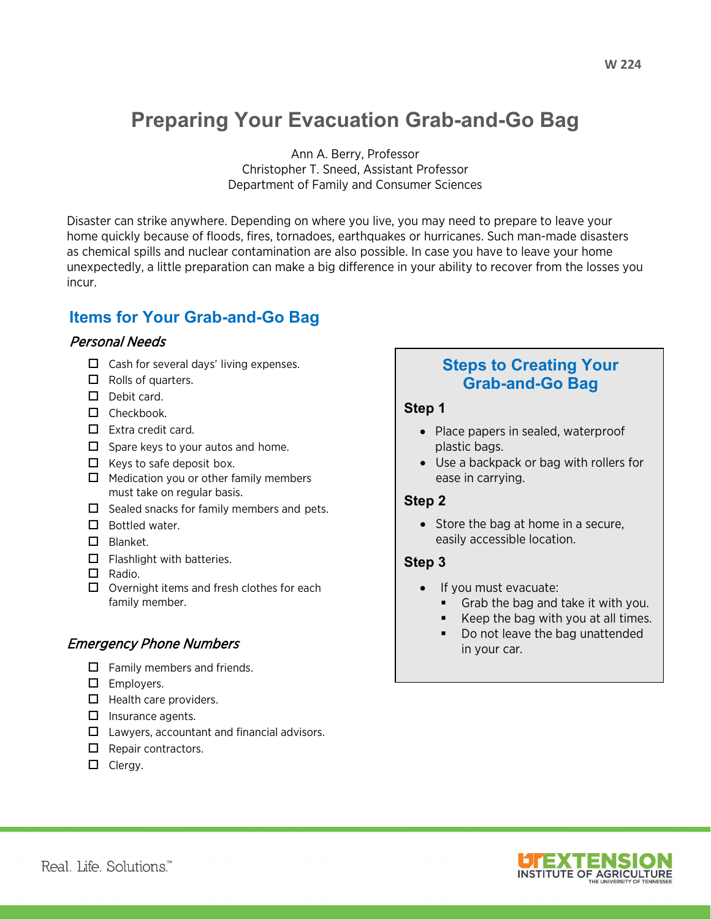W 224

# Preparing Your Evacuation Grab-and-Go Bag

Ann A. Berry, Professor
Christopher T. Sneed, Assistant Professor
Department of Family and Consumer Sciences

Disaster can strike anywhere. Depending on where you live, you may need to prepare to leave your home quickly because of floods, fires, tornadoes, earthquakes or hurricanes. Such man-made disasters as chemical spills and nuclear contamination are also possible. In case you have to leave your home unexpectedly, a little preparation can make a big difference in your ability to recover from the losses you incur.

## Items for Your Grab-and-Go Bag

### *Personal Needs*

- ☐ Cash for several days' living expenses.
- ☐ Rolls of quarters.
- ☐ Debit card.
- ☐ Checkbook.
- ☐ Extra credit card.
- ☐ Spare keys to your autos and home.
- ☐ Keys to safe deposit box.
- ☐ Medication you or other family members must take on regular basis.
- ☐ Sealed snacks for family members and pets.
- ☐ Bottled water.
- ☐ Blanket.
- ☐ Flashlight with batteries.
- ☐ Radio.
- ☐ Overnight items and fresh clothes for each family member.

### *Emergency Phone Numbers*

- ☐ Family members and friends.
- ☐ Employers.
- ☐ Health care providers.
- ☐ Insurance agents.
- ☐ Lawyers, accountant and financial advisors.
- ☐ Repair contractors.
- ☐ Clergy.

## Steps to Creating Your Grab-and-Go Bag

**Step 1**

- Place papers in sealed, waterproof plastic bags.
- Use a backpack or bag with rollers for ease in carrying.

**Step 2**

- Store the bag at home in a secure, easily accessible location.

**Step 3**

- If you must evacuate:
  - Grab the bag and take it with you.
  - Keep the bag with you at all times.
  - Do not leave the bag unattended in your car.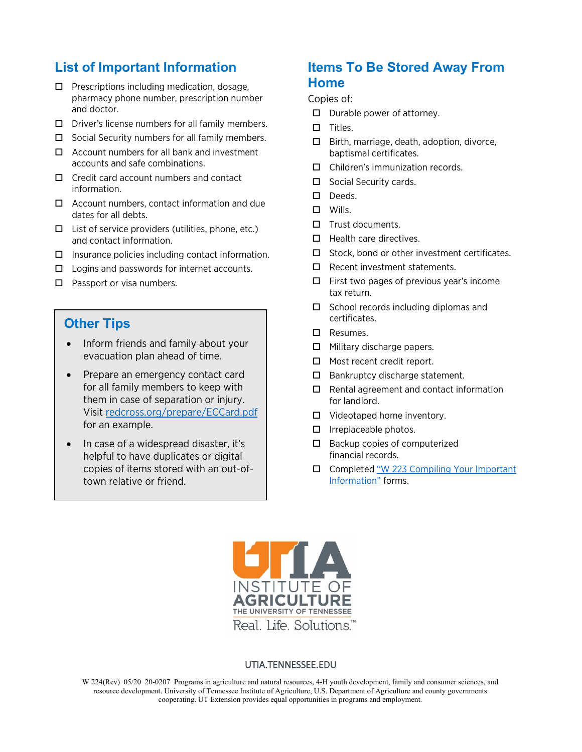## List of Important Information

- ☐ Prescriptions including medication, dosage, pharmacy phone number, prescription number and doctor.
- ☐ Driver's license numbers for all family members.
- ☐ Social Security numbers for all family members.
- ☐ Account numbers for all bank and investment accounts and safe combinations.
- ☐ Credit card account numbers and contact information.
- ☐ Account numbers, contact information and due dates for all debts.
- ☐ List of service providers (utilities, phone, etc.) and contact information.
- ☐ Insurance policies including contact information.
- ☐ Logins and passwords for internet accounts.
- ☐ Passport or visa numbers.

## Other Tips

- Inform friends and family about your evacuation plan ahead of time.
- Prepare an emergency contact card for all family members to keep with them in case of separation or injury. Visit redcross.org/prepare/ECCard.pdf for an example.
- In case of a widespread disaster, it's helpful to have duplicates or digital copies of items stored with an out-of-town relative or friend.

## Items To Be Stored Away From Home

Copies of:

- ☐ Durable power of attorney.
- ☐ Titles.
- ☐ Birth, marriage, death, adoption, divorce, baptismal certificates.
- ☐ Children's immunization records.
- ☐ Social Security cards.
- ☐ Deeds.
- ☐ Wills.
- ☐ Trust documents.
- ☐ Health care directives.
- ☐ Stock, bond or other investment certificates.
- ☐ Recent investment statements.
- ☐ First two pages of previous year's income tax return.
- ☐ School records including diplomas and certificates.
- ☐ Resumes.
- ☐ Military discharge papers.
- ☐ Most recent credit report.
- ☐ Bankruptcy discharge statement.
- ☐ Rental agreement and contact information for landlord.
- ☐ Videotaped home inventory.
- ☐ Irreplaceable photos.
- ☐ Backup copies of computerized financial records.
- ☐ Completed "W 223 Compiling Your Important Information" forms.

UTIA INSTITUTE OF AGRICULTURE
THE UNIVERSITY OF TENNESSEE
Real. Life. Solutions.™

UTIA.TENNESSEE.EDU

W 224(Rev) 05/20 20-0207 Programs in agriculture and natural resources, 4-H youth development, family and consumer sciences, and resource development. University of Tennessee Institute of Agriculture, U.S. Department of Agriculture and county governments cooperating. UT Extension provides equal opportunities in programs and employment.